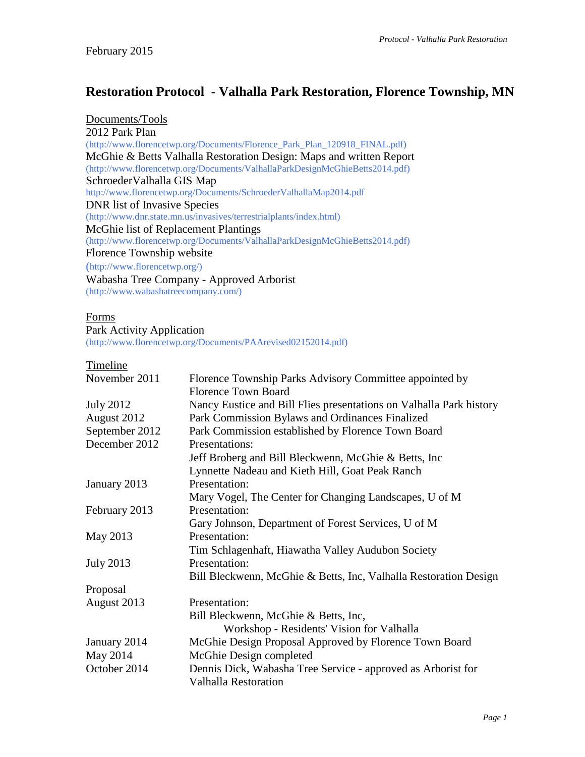February 2015

# Restoration Protocol - Valhalla Park Restoration, Florence Township, MN

Documents/Tools

2012 Park Plan
(http://www.florencetwp.org/Documents/Florence_Park_Plan_120918_FINAL.pdf)

McGhie & Betts Valhalla Restoration Design: Maps and written Report
(http://www.florencetwp.org/Documents/ValhallaParkDesignMcGhieBetts2014.pdf)

SchroederValhalla GIS Map
http://www.florencetwp.org/Documents/SchroederValhallaMap2014.pdf

DNR list of Invasive Species
(http://www.dnr.state.mn.us/invasives/terrestrialplants/index.html)

McGhie list of Replacement Plantings
(http://www.florencetwp.org/Documents/ValhallaParkDesignMcGhieBetts2014.pdf)

Florence Township website
(http://www.florencetwp.org/)

Wabasha Tree Company - Approved Arborist
(http://www.wabashatreecompany.com/)

Forms

Park Activity Application
(http://www.florencetwp.org/Documents/PAArevised02152014.pdf)

Timeline

| | |
|---|---|
| November 2011 | Florence Township Parks Advisory Committee appointed by Florence Town Board |
| July 2012 | Nancy Eustice and Bill Flies presentations on Valhalla Park history |
| August 2012 | Park Commission Bylaws and Ordinances Finalized |
| September 2012 | Park Commission established by Florence Town Board |
| December 2012 | Presentations: Jeff Broberg and Bill Bleckwenn, McGhie & Betts, Inc; Lynnette Nadeau and Kieth Hill, Goat Peak Ranch |
| January 2013 | Presentation: Mary Vogel, The Center for Changing Landscapes, U of M |
| February 2013 | Presentation: Gary Johnson, Department of Forest Services, U of M |
| May 2013 | Presentation: Tim Schlagenhaft, Hiawatha Valley Audubon Society |
| July 2013 | Presentation: Bill Bleckwenn, McGhie & Betts, Inc, Valhalla Restoration Design |
| Proposal | |
| August 2013 | Presentation: Bill Bleckwenn, McGhie & Betts, Inc, Workshop - Residents' Vision for Valhalla |
| January 2014 | McGhie Design Proposal Approved by Florence Town Board |
| May 2014 | McGhie Design completed |
| October 2014 | Dennis Dick, Wabasha Tree Service - approved as Arborist for Valhalla Restoration |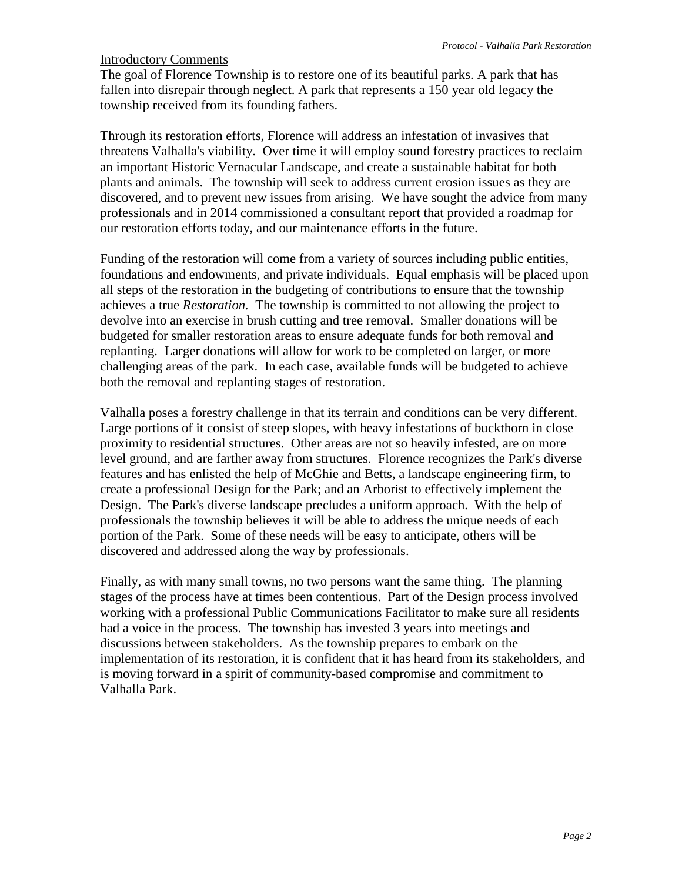## Introductory Comments

The goal of Florence Township is to restore one of its beautiful parks. A park that has fallen into disrepair through neglect. A park that represents a 150 year old legacy the township received from its founding fathers.

Through its restoration efforts, Florence will address an infestation of invasives that threatens Valhalla's viability. Over time it will employ sound forestry practices to reclaim an important Historic Vernacular Landscape, and create a sustainable habitat for both plants and animals. The township will seek to address current erosion issues as they are discovered, and to prevent new issues from arising. We have sought the advice from many professionals and in 2014 commissioned a consultant report that provided a roadmap for our restoration efforts today, and our maintenance efforts in the future.

Funding of the restoration will come from a variety of sources including public entities, foundations and endowments, and private individuals. Equal emphasis will be placed upon all steps of the restoration in the budgeting of contributions to ensure that the township achieves a true *Restoration.* The township is committed to not allowing the project to devolve into an exercise in brush cutting and tree removal. Smaller donations will be budgeted for smaller restoration areas to ensure adequate funds for both removal and replanting. Larger donations will allow for work to be completed on larger, or more challenging areas of the park. In each case, available funds will be budgeted to achieve both the removal and replanting stages of restoration.

Valhalla poses a forestry challenge in that its terrain and conditions can be very different. Large portions of it consist of steep slopes, with heavy infestations of buckthorn in close proximity to residential structures. Other areas are not so heavily infested, are on more level ground, and are farther away from structures. Florence recognizes the Park's diverse features and has enlisted the help of McGhie and Betts, a landscape engineering firm, to create a professional Design for the Park; and an Arborist to effectively implement the Design. The Park's diverse landscape precludes a uniform approach. With the help of professionals the township believes it will be able to address the unique needs of each portion of the Park. Some of these needs will be easy to anticipate, others will be discovered and addressed along the way by professionals.

Finally, as with many small towns, no two persons want the same thing. The planning stages of the process have at times been contentious. Part of the Design process involved working with a professional Public Communications Facilitator to make sure all residents had a voice in the process. The township has invested 3 years into meetings and discussions between stakeholders. As the township prepares to embark on the implementation of its restoration, it is confident that it has heard from its stakeholders, and is moving forward in a spirit of community-based compromise and commitment to Valhalla Park.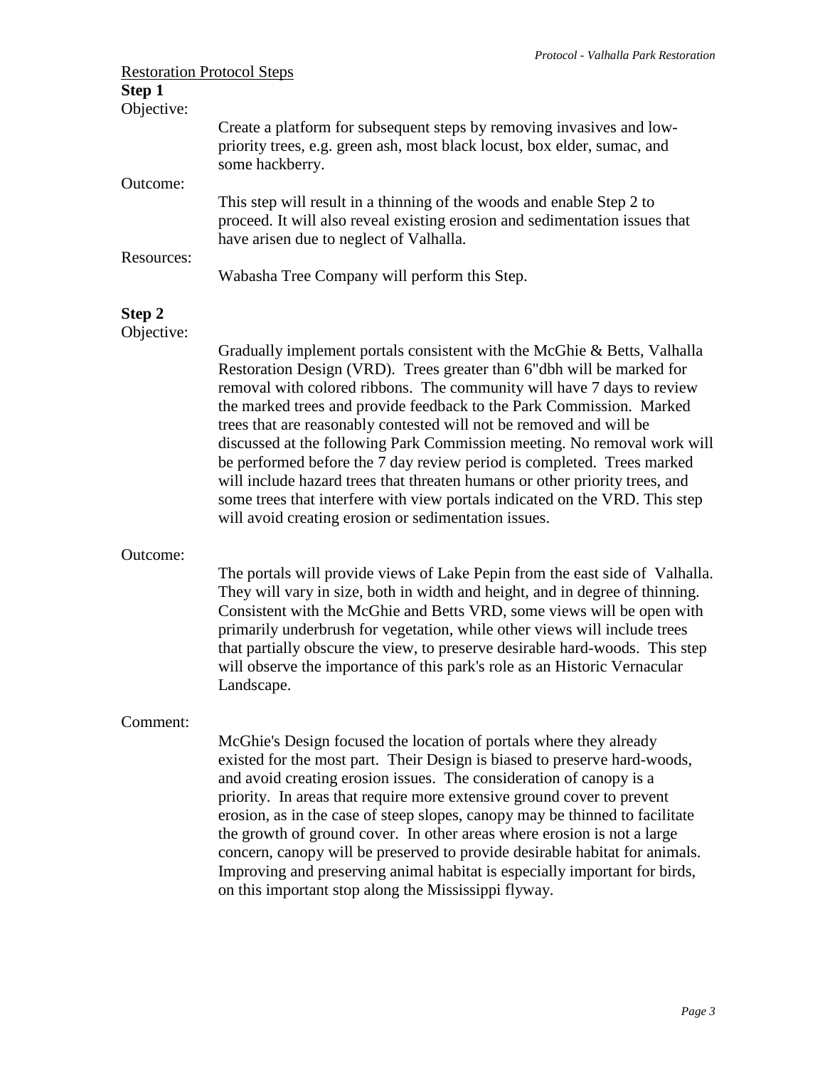<u>Restoration Protocol Steps</u>

**Step 1**

Objective:

Create a platform for subsequent steps by removing invasives and low-priority trees, e.g. green ash, most black locust, box elder, sumac, and some hackberry.

Outcome:

This step will result in a thinning of the woods and enable Step 2 to proceed. It will also reveal existing erosion and sedimentation issues that have arisen due to neglect of Valhalla.

Resources:

Wabasha Tree Company will perform this Step.

**Step 2**

Objective:

Gradually implement portals consistent with the McGhie & Betts, Valhalla Restoration Design (VRD). Trees greater than 6"dbh will be marked for removal with colored ribbons. The community will have 7 days to review the marked trees and provide feedback to the Park Commission. Marked trees that are reasonably contested will not be removed and will be discussed at the following Park Commission meeting. No removal work will be performed before the 7 day review period is completed. Trees marked will include hazard trees that threaten humans or other priority trees, and some trees that interfere with view portals indicated on the VRD. This step will avoid creating erosion or sedimentation issues.

Outcome:

The portals will provide views of Lake Pepin from the east side of Valhalla. They will vary in size, both in width and height, and in degree of thinning. Consistent with the McGhie and Betts VRD, some views will be open with primarily underbrush for vegetation, while other views will include trees that partially obscure the view, to preserve desirable hard-woods. This step will observe the importance of this park's role as an Historic Vernacular Landscape.

Comment:

McGhie's Design focused the location of portals where they already existed for the most part. Their Design is biased to preserve hard-woods, and avoid creating erosion issues. The consideration of canopy is a priority. In areas that require more extensive ground cover to prevent erosion, as in the case of steep slopes, canopy may be thinned to facilitate the growth of ground cover. In other areas where erosion is not a large concern, canopy will be preserved to provide desirable habitat for animals. Improving and preserving animal habitat is especially important for birds, on this important stop along the Mississippi flyway.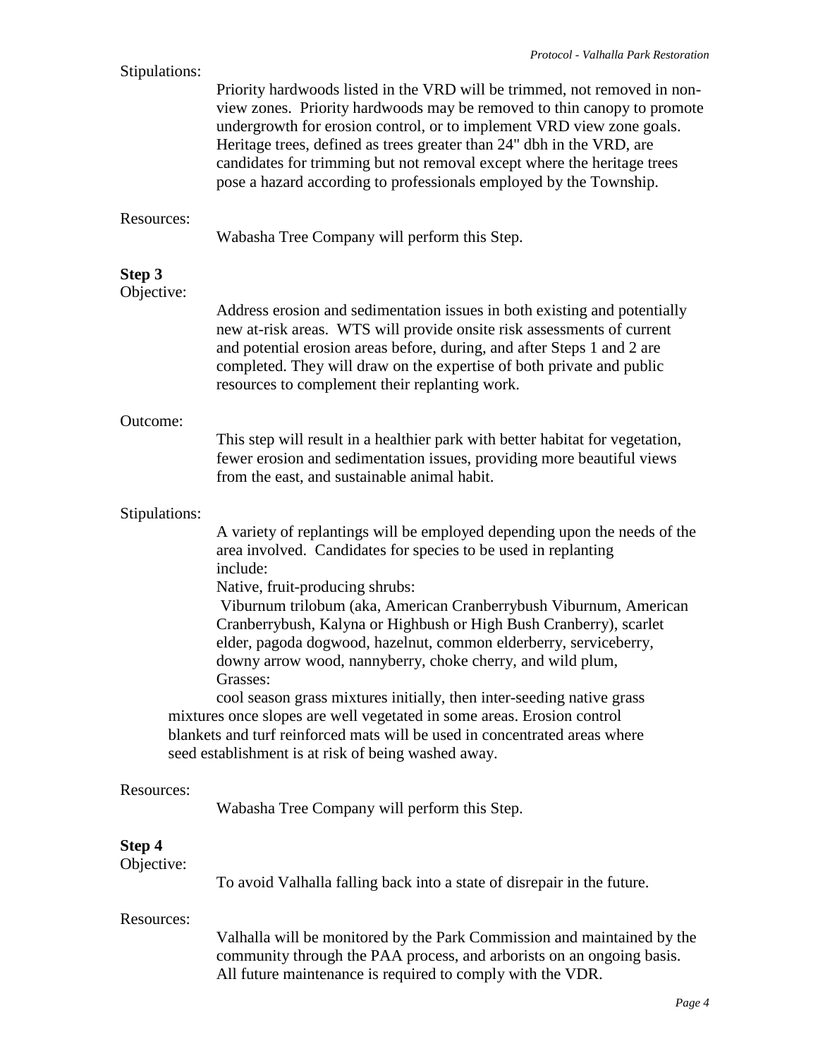Stipulations:

Priority hardwoods listed in the VRD will be trimmed, not removed in non-view zones. Priority hardwoods may be removed to thin canopy to promote undergrowth for erosion control, or to implement VRD view zone goals. Heritage trees, defined as trees greater than 24" dbh in the VRD, are candidates for trimming but not removal except where the heritage trees pose a hazard according to professionals employed by the Township.

Resources:

Wabasha Tree Company will perform this Step.

**Step 3**

Objective:

Address erosion and sedimentation issues in both existing and potentially new at-risk areas. WTS will provide onsite risk assessments of current and potential erosion areas before, during, and after Steps 1 and 2 are completed. They will draw on the expertise of both private and public resources to complement their replanting work.

Outcome:

This step will result in a healthier park with better habitat for vegetation, fewer erosion and sedimentation issues, providing more beautiful views from the east, and sustainable animal habit.

Stipulations:

A variety of replantings will be employed depending upon the needs of the area involved. Candidates for species to be used in replanting include:

Native, fruit-producing shrubs:

Viburnum trilobum (aka, American Cranberrybush Viburnum, American Cranberrybush, Kalyna or Highbush or High Bush Cranberry), scarlet elder, pagoda dogwood, hazelnut, common elderberry, serviceberry, downy arrow wood, nannyberry, choke cherry, and wild plum,

Grasses:

cool season grass mixtures initially, then inter-seeding native grass mixtures once slopes are well vegetated in some areas. Erosion control blankets and turf reinforced mats will be used in concentrated areas where seed establishment is at risk of being washed away.

Resources:

Wabasha Tree Company will perform this Step.

**Step 4**

Objective:

To avoid Valhalla falling back into a state of disrepair in the future.

Resources:

Valhalla will be monitored by the Park Commission and maintained by the community through the PAA process, and arborists on an ongoing basis. All future maintenance is required to comply with the VDR.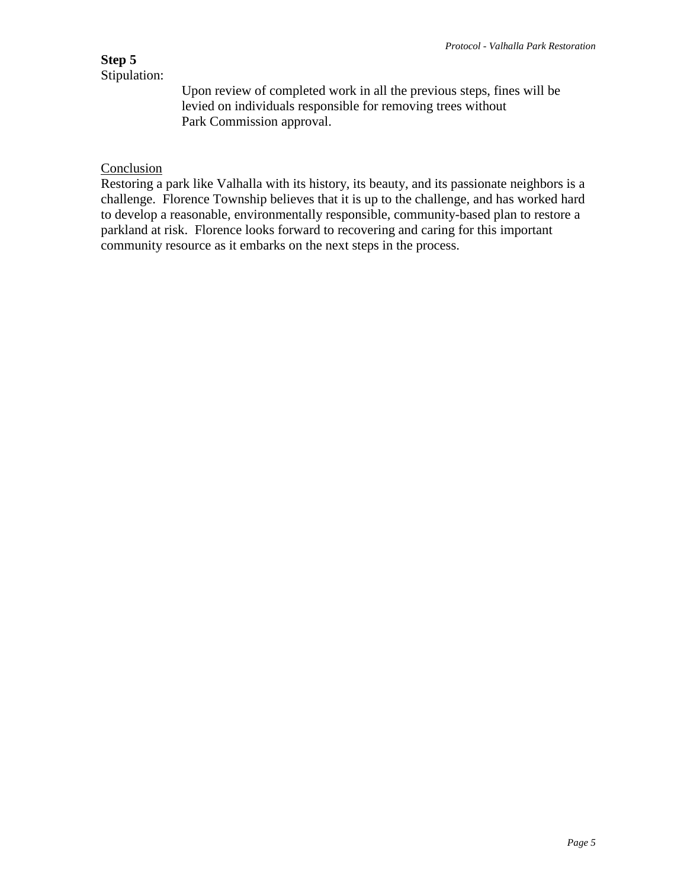**Step 5**

Stipulation:

> Upon review of completed work in all the previous steps, fines will be levied on individuals responsible for removing trees without Park Commission approval.

<u>Conclusion</u>

Restoring a park like Valhalla with its history, its beauty, and its passionate neighbors is a challenge. Florence Township believes that it is up to the challenge, and has worked hard to develop a reasonable, environmentally responsible, community-based plan to restore a parkland at risk. Florence looks forward to recovering and caring for this important community resource as it embarks on the next steps in the process.